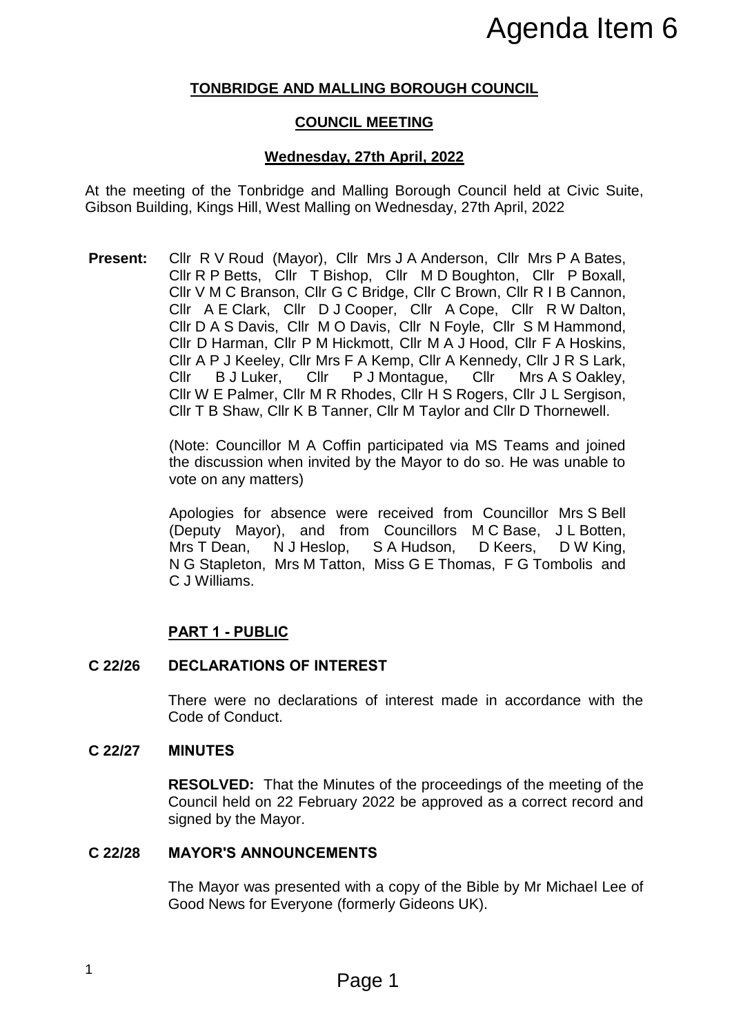Agenda Item 6

**TONBRIDGE AND MALLING BOROUGH COUNCIL**

**COUNCIL MEETING**

**Wednesday, 27th April, 2022**

At the meeting of the Tonbridge and Malling Borough Council held at Civic Suite, Gibson Building, Kings Hill, West Malling on Wednesday, 27th April, 2022

**Present:** Cllr R V Roud (Mayor), Cllr Mrs J A Anderson, Cllr Mrs P A Bates, Cllr R P Betts, Cllr T Bishop, Cllr M D Boughton, Cllr P Boxall, Cllr V M C Branson, Cllr G C Bridge, Cllr C Brown, Cllr R I B Cannon, Cllr A E Clark, Cllr D J Cooper, Cllr A Cope, Cllr R W Dalton, Cllr D A S Davis, Cllr M O Davis, Cllr N Foyle, Cllr S M Hammond, Cllr D Harman, Cllr P M Hickmott, Cllr M A J Hood, Cllr F A Hoskins, Cllr A P J Keeley, Cllr Mrs F A Kemp, Cllr A Kennedy, Cllr J R S Lark, Cllr B J Luker, Cllr P J Montague, Cllr Mrs A S Oakley, Cllr W E Palmer, Cllr M R Rhodes, Cllr H S Rogers, Cllr J L Sergison, Cllr T B Shaw, Cllr K B Tanner, Cllr M Taylor and Cllr D Thornewell.

(Note: Councillor M A Coffin participated via MS Teams and joined the discussion when invited by the Mayor to do so. He was unable to vote on any matters)

Apologies for absence were received from Councillor Mrs S Bell (Deputy Mayor), and from Councillors M C Base, J L Botten, Mrs T Dean, N J Heslop, S A Hudson, D Keers, D W King, N G Stapleton, Mrs M Tatton, Miss G E Thomas, F G Tombolis and C J Williams.

## PART 1 - PUBLIC

### C 22/26 DECLARATIONS OF INTEREST

There were no declarations of interest made in accordance with the Code of Conduct.

### C 22/27 MINUTES

**RESOLVED:** That the Minutes of the proceedings of the meeting of the Council held on 22 February 2022 be approved as a correct record and signed by the Mayor.

### C 22/28 MAYOR'S ANNOUNCEMENTS

The Mayor was presented with a copy of the Bible by Mr Michael Lee of Good News for Everyone (formerly Gideons UK).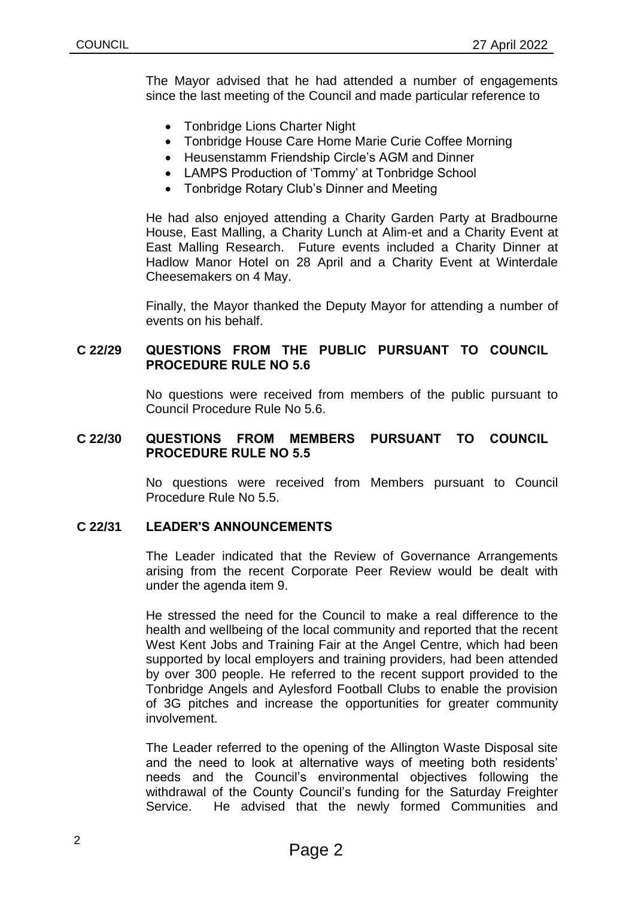The Mayor advised that he had attended a number of engagements since the last meeting of the Council and made particular reference to

- Tonbridge Lions Charter Night
- Tonbridge House Care Home Marie Curie Coffee Morning
- Heusenstamm Friendship Circle's AGM and Dinner
- LAMPS Production of 'Tommy' at Tonbridge School
- Tonbridge Rotary Club's Dinner and Meeting

He had also enjoyed attending a Charity Garden Party at Bradbourne House, East Malling, a Charity Lunch at Alim-et and a Charity Event at East Malling Research. Future events included a Charity Dinner at Hadlow Manor Hotel on 28 April and a Charity Event at Winterdale Cheesemakers on 4 May.

Finally, the Mayor thanked the Deputy Mayor for attending a number of events on his behalf.

## C 22/29 QUESTIONS FROM THE PUBLIC PURSUANT TO COUNCIL PROCEDURE RULE NO 5.6

No questions were received from members of the public pursuant to Council Procedure Rule No 5.6.

## C 22/30 QUESTIONS FROM MEMBERS PURSUANT TO COUNCIL PROCEDURE RULE NO 5.5

No questions were received from Members pursuant to Council Procedure Rule No 5.5.

## C 22/31 LEADER'S ANNOUNCEMENTS

The Leader indicated that the Review of Governance Arrangements arising from the recent Corporate Peer Review would be dealt with under the agenda item 9.

He stressed the need for the Council to make a real difference to the health and wellbeing of the local community and reported that the recent West Kent Jobs and Training Fair at the Angel Centre, which had been supported by local employers and training providers, had been attended by over 300 people. He referred to the recent support provided to the Tonbridge Angels and Aylesford Football Clubs to enable the provision of 3G pitches and increase the opportunities for greater community involvement.

The Leader referred to the opening of the Allington Waste Disposal site and the need to look at alternative ways of meeting both residents' needs and the Council's environmental objectives following the withdrawal of the County Council's funding for the Saturday Freighter Service. He advised that the newly formed Communities and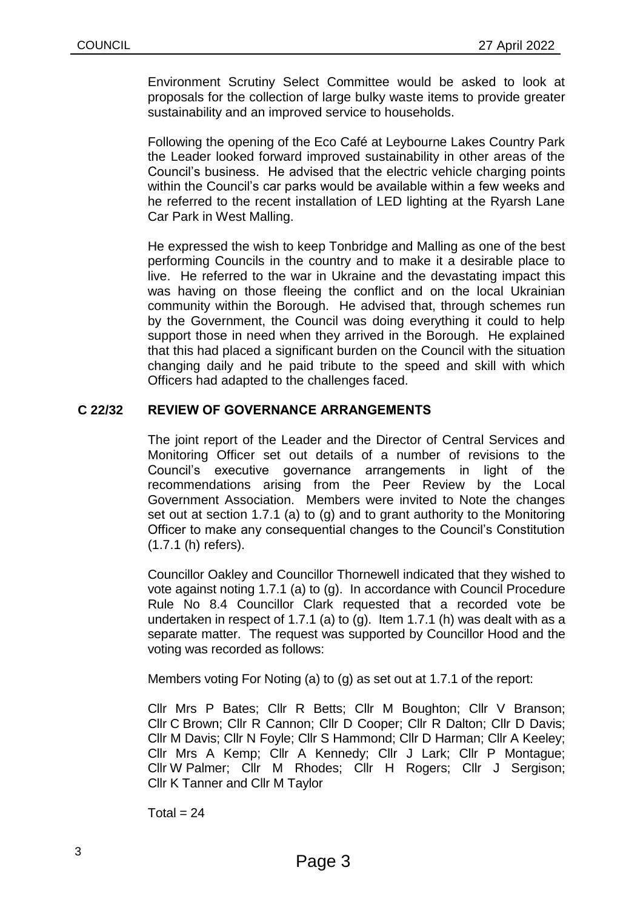Environment Scrutiny Select Committee would be asked to look at proposals for the collection of large bulky waste items to provide greater sustainability and an improved service to households.

Following the opening of the Eco Café at Leybourne Lakes Country Park the Leader looked forward improved sustainability in other areas of the Council's business. He advised that the electric vehicle charging points within the Council's car parks would be available within a few weeks and he referred to the recent installation of LED lighting at the Ryarsh Lane Car Park in West Malling.

He expressed the wish to keep Tonbridge and Malling as one of the best performing Councils in the country and to make it a desirable place to live. He referred to the war in Ukraine and the devastating impact this was having on those fleeing the conflict and on the local Ukrainian community within the Borough. He advised that, through schemes run by the Government, the Council was doing everything it could to help support those in need when they arrived in the Borough. He explained that this had placed a significant burden on the Council with the situation changing daily and he paid tribute to the speed and skill with which Officers had adapted to the challenges faced.

## C 22/32 REVIEW OF GOVERNANCE ARRANGEMENTS

The joint report of the Leader and the Director of Central Services and Monitoring Officer set out details of a number of revisions to the Council's executive governance arrangements in light of the recommendations arising from the Peer Review by the Local Government Association. Members were invited to Note the changes set out at section 1.7.1 (a) to (g) and to grant authority to the Monitoring Officer to make any consequential changes to the Council's Constitution (1.7.1 (h) refers).

Councillor Oakley and Councillor Thornewell indicated that they wished to vote against noting 1.7.1 (a) to (g). In accordance with Council Procedure Rule No 8.4 Councillor Clark requested that a recorded vote be undertaken in respect of 1.7.1 (a) to (g). Item 1.7.1 (h) was dealt with as a separate matter. The request was supported by Councillor Hood and the voting was recorded as follows:

Members voting For Noting (a) to (g) as set out at 1.7.1 of the report:

Cllr Mrs P Bates; Cllr R Betts; Cllr M Boughton; Cllr V Branson; Cllr C Brown; Cllr R Cannon; Cllr D Cooper; Cllr R Dalton; Cllr D Davis; Cllr M Davis; Cllr N Foyle; Cllr S Hammond; Cllr D Harman; Cllr A Keeley; Cllr Mrs A Kemp; Cllr A Kennedy; Cllr J Lark; Cllr P Montague; Cllr W Palmer; Cllr M Rhodes; Cllr H Rogers; Cllr J Sergison; Cllr K Tanner and Cllr M Taylor

Total = 24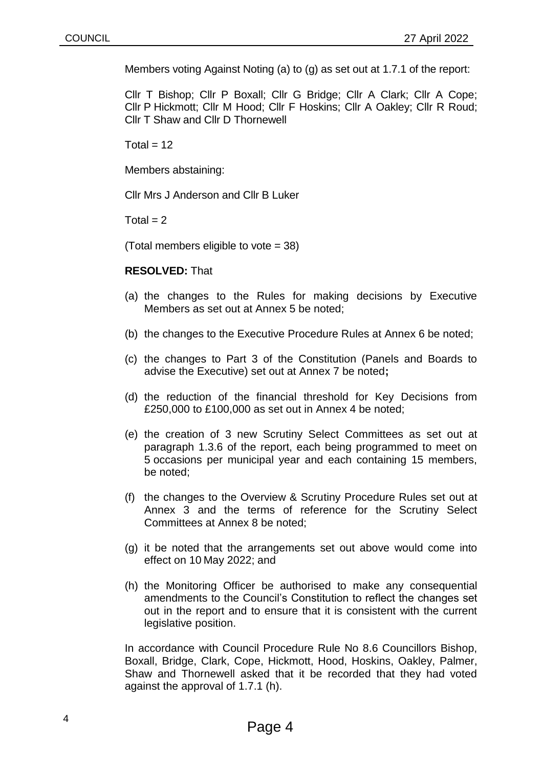Members voting Against Noting (a) to (g) as set out at 1.7.1 of the report:

Cllr T Bishop; Cllr P Boxall; Cllr G Bridge; Cllr A Clark; Cllr A Cope; Cllr P Hickmott; Cllr M Hood; Cllr F Hoskins; Cllr A Oakley; Cllr R Roud; Cllr T Shaw and Cllr D Thornewell

Total = 12

Members abstaining:

Cllr Mrs J Anderson and Cllr B Luker

Total = 2

(Total members eligible to vote = 38)

**RESOLVED:** That

(a) the changes to the Rules for making decisions by Executive Members as set out at Annex 5 be noted;

(b) the changes to the Executive Procedure Rules at Annex 6 be noted;

(c) the changes to Part 3 of the Constitution (Panels and Boards to advise the Executive) set out at Annex 7 be noted**;**

(d) the reduction of the financial threshold for Key Decisions from £250,000 to £100,000 as set out in Annex 4 be noted;

(e) the creation of 3 new Scrutiny Select Committees as set out at paragraph 1.3.6 of the report, each being programmed to meet on 5 occasions per municipal year and each containing 15 members, be noted;

(f) the changes to the Overview & Scrutiny Procedure Rules set out at Annex 3 and the terms of reference for the Scrutiny Select Committees at Annex 8 be noted;

(g) it be noted that the arrangements set out above would come into effect on 10 May 2022; and

(h) the Monitoring Officer be authorised to make any consequential amendments to the Council's Constitution to reflect the changes set out in the report and to ensure that it is consistent with the current legislative position.

In accordance with Council Procedure Rule No 8.6 Councillors Bishop, Boxall, Bridge, Clark, Cope, Hickmott, Hood, Hoskins, Oakley, Palmer, Shaw and Thornewell asked that it be recorded that they had voted against the approval of 1.7.1 (h).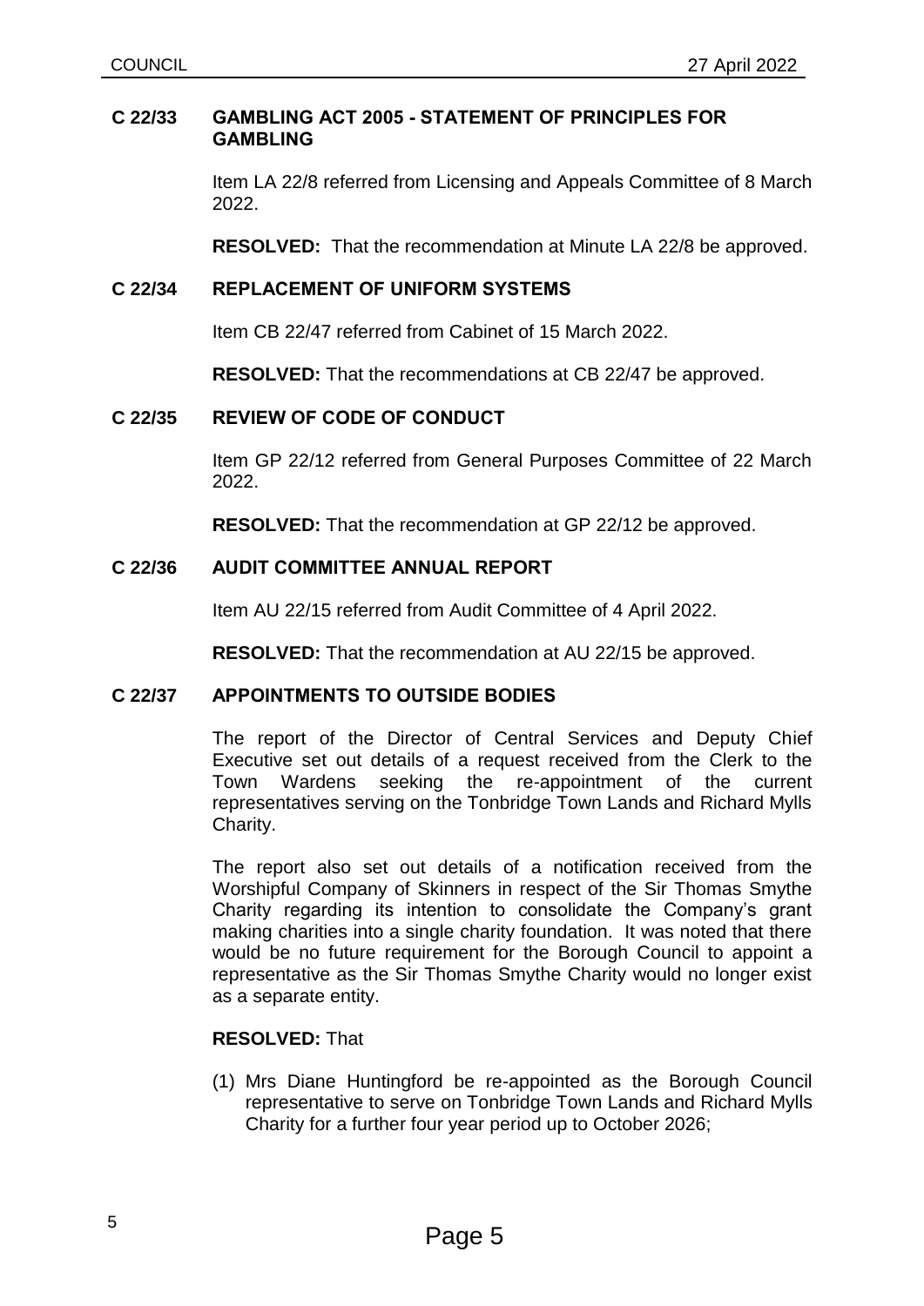### C 22/33 GAMBLING ACT 2005 - STATEMENT OF PRINCIPLES FOR GAMBLING

Item LA 22/8 referred from Licensing and Appeals Committee of 8 March 2022.

**RESOLVED:** That the recommendation at Minute LA 22/8 be approved.

### C 22/34 REPLACEMENT OF UNIFORM SYSTEMS

Item CB 22/47 referred from Cabinet of 15 March 2022.

**RESOLVED:** That the recommendations at CB 22/47 be approved.

### C 22/35 REVIEW OF CODE OF CONDUCT

Item GP 22/12 referred from General Purposes Committee of 22 March 2022.

**RESOLVED:** That the recommendation at GP 22/12 be approved.

### C 22/36 AUDIT COMMITTEE ANNUAL REPORT

Item AU 22/15 referred from Audit Committee of 4 April 2022.

**RESOLVED:** That the recommendation at AU 22/15 be approved.

### C 22/37 APPOINTMENTS TO OUTSIDE BODIES

The report of the Director of Central Services and Deputy Chief Executive set out details of a request received from the Clerk to the Town Wardens seeking the re-appointment of the current representatives serving on the Tonbridge Town Lands and Richard Mylls Charity.

The report also set out details of a notification received from the Worshipful Company of Skinners in respect of the Sir Thomas Smythe Charity regarding its intention to consolidate the Company's grant making charities into a single charity foundation. It was noted that there would be no future requirement for the Borough Council to appoint a representative as the Sir Thomas Smythe Charity would no longer exist as a separate entity.

**RESOLVED:** That

(1) Mrs Diane Huntingford be re-appointed as the Borough Council representative to serve on Tonbridge Town Lands and Richard Mylls Charity for a further four year period up to October 2026;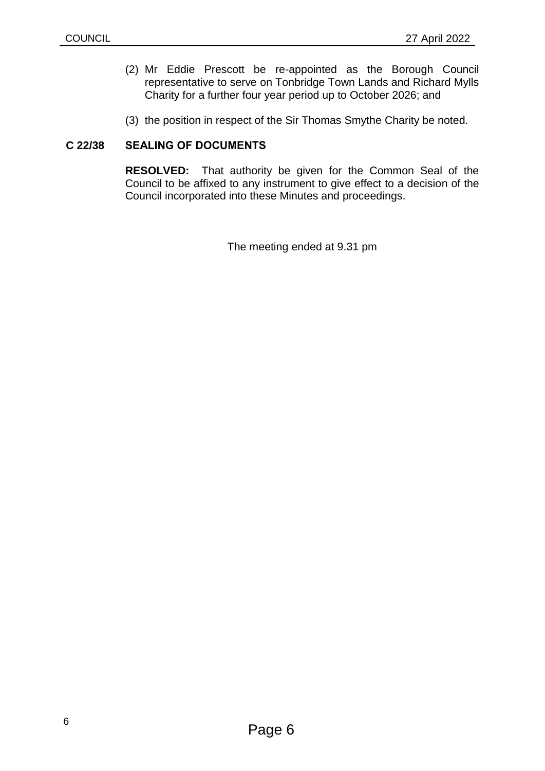(2) Mr Eddie Prescott be re-appointed as the Borough Council representative to serve on Tonbridge Town Lands and Richard Mylls Charity for a further four year period up to October 2026; and

(3) the position in respect of the Sir Thomas Smythe Charity be noted.

## C 22/38 SEALING OF DOCUMENTS

**RESOLVED:** That authority be given for the Common Seal of the Council to be affixed to any instrument to give effect to a decision of the Council incorporated into these Minutes and proceedings.

The meeting ended at 9.31 pm